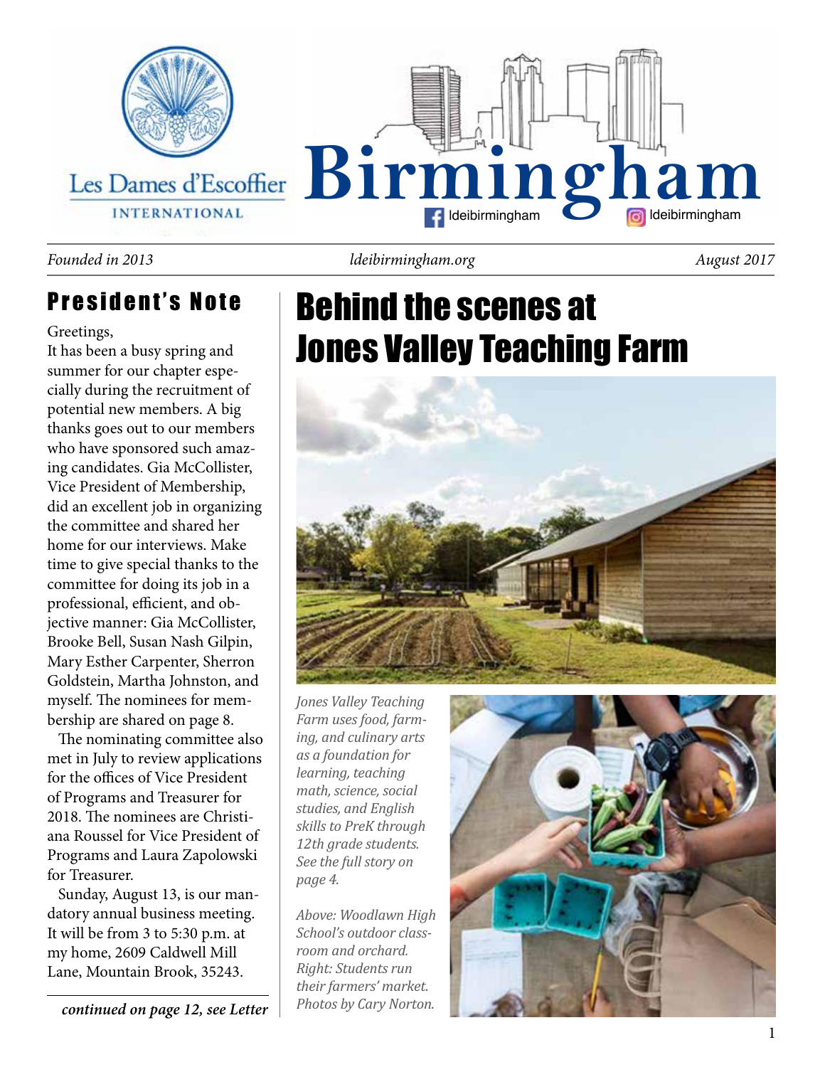Les Dames d'Escoffier INTERNATIONAL

# Birmingham

ldeibirmingham ldeibirmingham

*Founded in 2013* *ldeibirmingham.org* *August 2017*

## President's Note

Greetings,

It has been a busy spring and summer for our chapter especially during the recruitment of potential new members. A big thanks goes out to our members who have sponsored such amazing candidates. Gia McCollister, Vice President of Membership, did an excellent job in organizing the committee and shared her home for our interviews. Make time to give special thanks to the committee for doing its job in a professional, efficient, and objective manner: Gia McCollister, Brooke Bell, Susan Nash Gilpin, Mary Esther Carpenter, Sherron Goldstein, Martha Johnston, and myself. The nominees for membership are shared on page 8.

The nominating committee also met in July to review applications for the offices of Vice President of Programs and Treasurer for 2018. The nominees are Christiana Roussel for Vice President of Programs and Laura Zapolowski for Treasurer.

Sunday, August 13, is our mandatory annual business meeting. It will be from 3 to 5:30 p.m. at my home, 2609 Caldwell Mill Lane, Mountain Brook, 35243.

***continued on page 12, see Letter***

# Behind the scenes at Jones Valley Teaching Farm

*Jones Valley Teaching Farm uses food, farming, and culinary arts as a foundation for learning, teaching math, science, social studies, and English skills to PreK through 12th grade students. See the full story on page 4.*

*Above: Woodlawn High School's outdoor classroom and orchard. Right: Students run their farmers' market. Photos by Cary Norton.*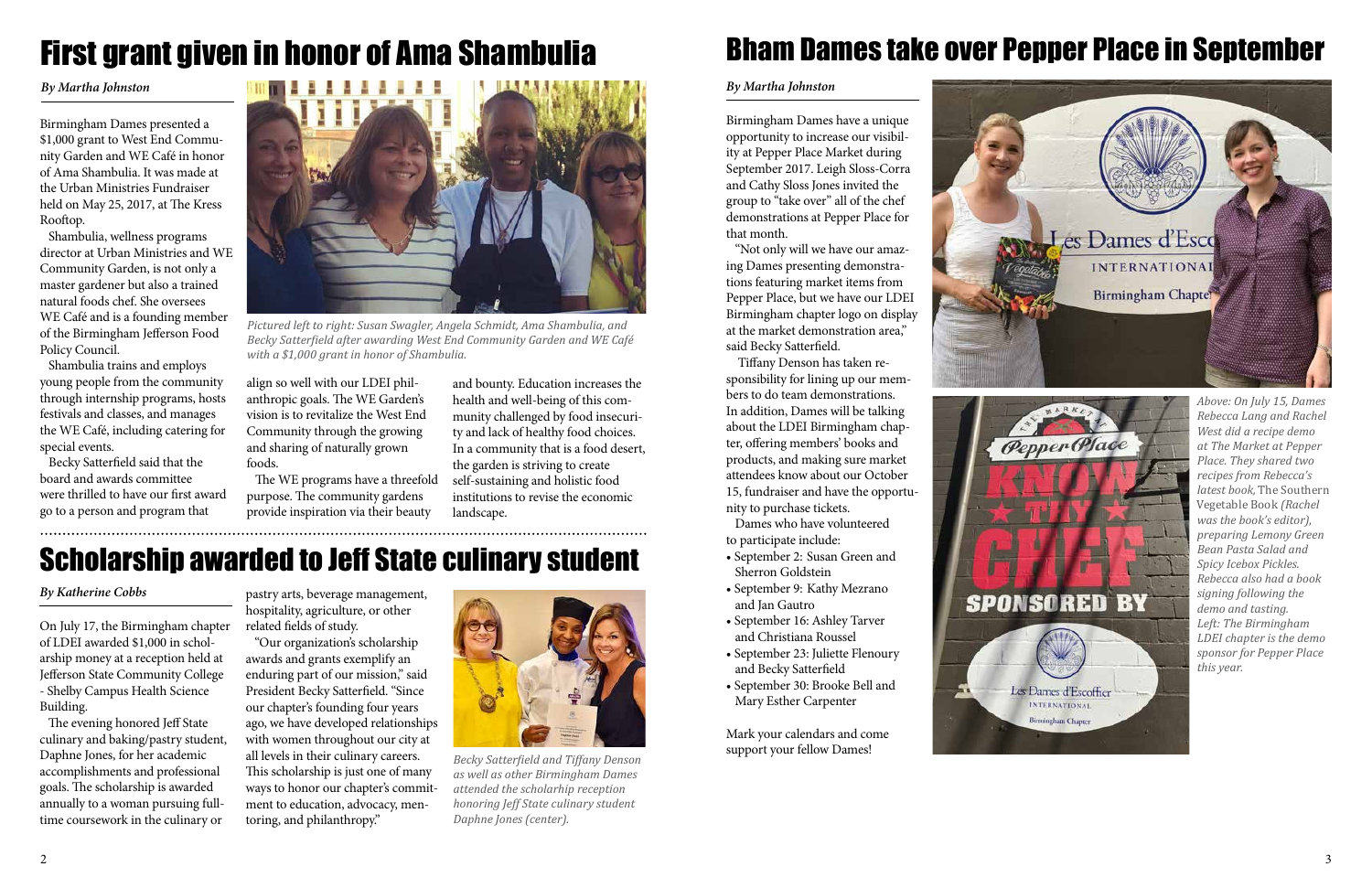# First grant given in honor of Ama Shambulia

*By Martha Johnston*

Birmingham Dames presented a $1,000 grant to West End Community Garden and WE Café in honor of Ama Shambulia. It was made at the Urban Ministries Fundraiser held on May 25, 2017, at The Kress Rooftop.

Shambulia, wellness programs director at Urban Ministries and WE Community Garden, is not only a master gardener but also a trained natural foods chef. She oversees WE Café and is a founding member of the Birmingham Jefferson Food Policy Council.

Shambulia trains and employs young people from the community through internship programs, hosts festivals and classes, and manages the WE Café, including catering for special events.

Becky Satterfield said that the board and awards committee were thrilled to have our first award go to a person and program that align so well with our LDEI philanthropic goals. The WE Garden's vision is to revitalize the West End Community through the growing and sharing of naturally grown foods.

The WE programs have a threefold purpose. The community gardens provide inspiration via their beauty and bounty. Education increases the health and well-being of this community challenged by food insecurity and lack of healthy food choices. In a community that is a food desert, the garden is striving to create self-sustaining and holistic food institutions to revise the economic landscape.

*Pictured left to right: Susan Swagler, Angela Schmidt, Ama Shambulia, and Becky Satterfield after awarding West End Community Garden and WE Café with a $1,000 grant in honor of Shambulia.*

# Scholarship awarded to Jeff State culinary student

*By Katherine Cobbs*

On July 17, the Birmingham chapter of LDEI awarded $1,000 in scholarship money at a reception held at Jefferson State Community College - Shelby Campus Health Science Building.

The evening honored Jeff State culinary and baking/pastry student, Daphne Jones, for her academic accomplishments and professional goals. The scholarship is awarded annually to a woman pursuing full-time coursework in the culinary or pastry arts, beverage management, hospitality, agriculture, or other related fields of study.

"Our organization's scholarship awards and grants exemplify an enduring part of our mission," said President Becky Satterfield. "Since our chapter's founding four years ago, we have developed relationships with women throughout our city at all levels in their culinary careers. This scholarship is just one of many ways to honor our chapter's commitment to education, advocacy, mentoring, and philanthropy."

*Becky Satterfield and Tiffany Denson as well as other Birmingham Dames attended the scholarhip reception honoring Jeff State culinary student Daphne Jones (center).*

# Bham Dames take over Pepper Place in September

*By Martha Johnston*

Birmingham Dames have a unique opportunity to increase our visibility at Pepper Place Market during September 2017. Leigh Sloss-Corra and Cathy Sloss Jones invited the group to "take over" all of the chef demonstrations at Pepper Place for that month.

"Not only will we have our amazing Dames presenting demonstrations featuring market items from Pepper Place, but we have our LDEI Birmingham chapter logo on display at the market demonstration area," said Becky Satterfield.

Tiffany Denson has taken responsibility for lining up our members to do team demonstrations. In addition, Dames will be talking about the LDEI Birmingham chapter, offering members' books and products, and making sure market attendees know about our October 15, fundraiser and have the opportunity to purchase tickets.

Dames who have volunteered to participate include:

- September 2: Susan Green and Sherron Goldstein
- September 9: Kathy Mezrano and Jan Gautro
- September 16: Ashley Tarver and Christiana Roussel
- September 23: Juliette Flenoury and Becky Satterfield
- September 30: Brooke Bell and Mary Esther Carpenter

Mark your calendars and come support your fellow Dames!

*Above: On July 15, Dames Rebecca Lang and Rachel West did a recipe demo at The Market at Pepper Place. They shared two recipes from Rebecca's latest book,* The Southern Vegetable Book *(Rachel was the book's editor), preparing Lemony Green Bean Pasta Salad and Spicy Icebox Pickles. Rebecca also had a book signing following the demo and tasting.*
*Left: The Birmingham LDEI chapter is the demo sponsor for Pepper Place this year.*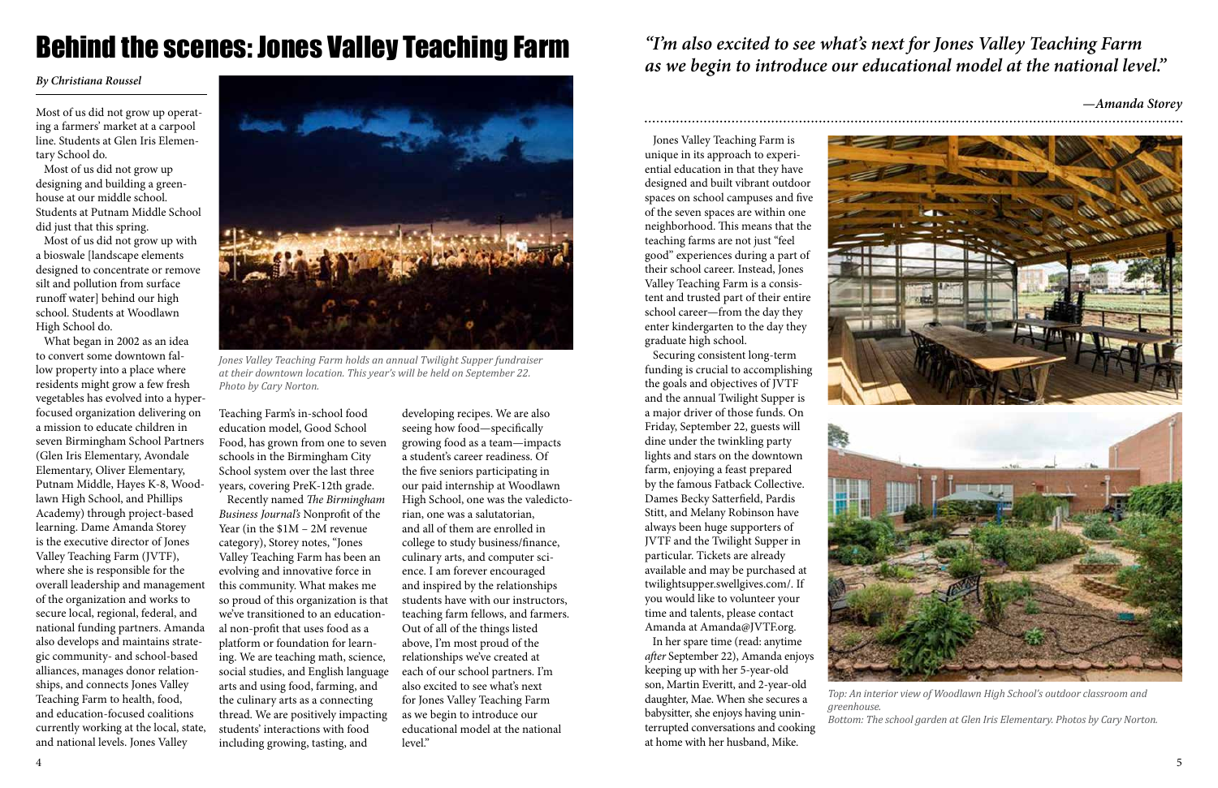# Behind the scenes: Jones Valley Teaching Farm

*By Christiana Roussel*

Most of us did not grow up operating a farmers' market at a carpool line. Students at Glen Iris Elementary School do.

Most of us did not grow up designing and building a greenhouse at our middle school. Students at Putnam Middle School did just that this spring.

Most of us did not grow up with a bioswale [landscape elements designed to concentrate or remove silt and pollution from surface runoff water] behind our high school. Students at Woodlawn High School do.

What began in 2002 as an idea to convert some downtown fallow property into a place where residents might grow a few fresh vegetables has evolved into a hyper-focused organization delivering on a mission to educate children in seven Birmingham School Partners (Glen Iris Elementary, Avondale Elementary, Oliver Elementary, Putnam Middle, Hayes K-8, Woodlawn High School, and Phillips Academy) through project-based learning. Dame Amanda Storey is the executive director of Jones Valley Teaching Farm (JVTF), where she is responsible for the overall leadership and management of the organization and works to secure local, regional, federal, and national funding partners. Amanda also develops and maintains strategic community- and school-based alliances, manages donor relationships, and connects Jones Valley Teaching Farm to health, food, and education-focused coalitions currently working at the local, state, and national levels. Jones Valley Teaching Farm's in-school food education model, Good School Food, has grown from one to seven schools in the Birmingham City School system over the last three years, covering PreK-12th grade.

*Jones Valley Teaching Farm holds an annual Twilight Supper fundraiser at their downtown location. This year's will be held on September 22. Photo by Cary Norton.*

Recently named *The Birmingham Business Journal's* Nonprofit of the Year (in the $1M – 2M revenue category), Storey notes, "Jones Valley Teaching Farm has been an evolving and innovative force in this community. What makes me so proud of this organization is that we've transitioned to an educational non-profit that uses food as a platform or foundation for learning. We are teaching math, science, social studies, and English language arts and using food, farming, and the culinary arts as a connecting thread. We are positively impacting students' interactions with food including growing, tasting, and developing recipes. We are also seeing how food—specifically growing food as a team—impacts a student's career readiness. Of the five seniors participating in our paid internship at Woodlawn High School, one was the valedictorian, one was a salutatorian, and all of them are enrolled in college to study business/finance, culinary arts, and computer science. I am forever encouraged and inspired by the relationships students have with our instructors, teaching farm fellows, and farmers. Out of all of the things listed above, I'm most proud of the relationships we've created at each of our school partners. I'm also excited to see what's next for Jones Valley Teaching Farm as we begin to introduce our educational model at the national level."

> *"I'm also excited to see what's next for Jones Valley Teaching Farm as we begin to introduce our educational model at the national level."*
>
> *—Amanda Storey*

Jones Valley Teaching Farm is unique in its approach to experiential education in that they have designed and built vibrant outdoor spaces on school campuses and five of the seven spaces are within one neighborhood. This means that the teaching farms are not just "feel good" experiences during a part of their school career. Instead, Jones Valley Teaching Farm is a consistent and trusted part of their entire school career—from the day they enter kindergarten to the day they graduate high school.

Securing consistent long-term funding is crucial to accomplishing the goals and objectives of JVTF and the annual Twilight Supper is a major driver of those funds. On Friday, September 22, guests will dine under the twinkling party lights and stars on the downtown farm, enjoying a feast prepared by the famous Fatback Collective. Dames Becky Satterfield, Pardis Stitt, and Melany Robinson have always been huge supporters of JVTF and the Twilight Supper in particular. Tickets are already available and may be purchased at twilightsupper.swellgives.com/. If you would like to volunteer your time and talents, please contact Amanda at Amanda@JVTF.org.

In her spare time (read: anytime *after* September 22), Amanda enjoys keeping up with her 5-year-old son, Martin Everitt, and 2-year-old daughter, Mae. When she secures a babysitter, she enjoys having uninterrupted conversations and cooking at home with her husband, Mike.

*Top: An interior view of Woodlawn High School's outdoor classroom and greenhouse.*
*Bottom: The school garden at Glen Iris Elementary. Photos by Cary Norton.*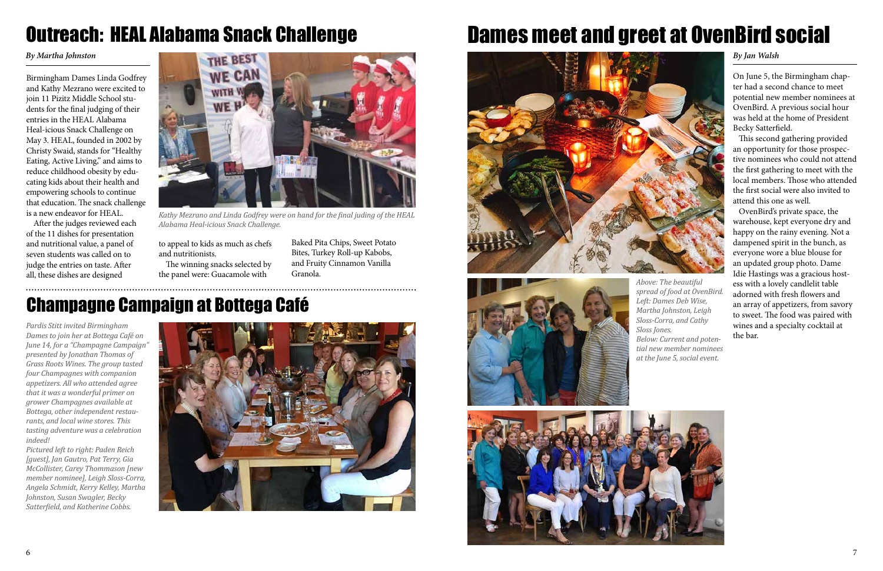# Outreach: HEAL Alabama Snack Challenge

*By Martha Johnston*

Birmingham Dames Linda Godfrey and Kathy Mezrano were excited to join 11 Pizitz Middle School students for the final judging of their entries in the HEAL Alabama Heal-icious Snack Challenge on May 3. HEAL, founded in 2002 by Christy Swaid, stands for "Healthy Eating, Active Living," and aims to reduce childhood obesity by educating kids about their health and empowering schools to continue that education. The snack challenge is a new endeavor for HEAL.

After the judges reviewed each of the 11 dishes for presentation and nutritional value, a panel of seven students was called on to judge the entries on taste. After all, these dishes are designed to appeal to kids as much as chefs and nutritionists.

The winning snacks selected by the panel were: Guacamole with Baked Pita Chips, Sweet Potato Bites, Turkey Roll-up Kabobs, and Fruity Cinnamon Vanilla Granola.

*Kathy Mezrano and Linda Godfrey were on hand for the final juding of the HEAL Alabama Heal-icious Snack Challenge.*

# Champagne Campaign at Bottega Café

*Pardis Stitt invited Birmingham Dames to join her at Bottega Café on June 14, for a "Champagne Campaign" presented by Jonathan Thomas of Grass Roots Wines. The group tasted four Champagnes with companion appetizers. All who attended agree that it was a wonderful primer on grower Champagnes available at Bottega, other independent restaurants, and local wine stores. This tasting adventure was a celebration indeed!*

*Pictured left to right: Paden Reich [guest], Jan Gautro, Pat Terry, Gia McCollister, Carey Thommason [new member nominee], Leigh Sloss-Corra, Angela Schmidt, Kerry Kelley, Martha Johnston, Susan Swagler, Becky Satterfield, and Katherine Cobbs.*

# Dames meet and greet at OvenBird social

*By Jan Walsh*

On June 5, the Birmingham chapter had a second chance to meet potential new member nominees at OvenBird. A previous social hour was held at the home of President Becky Satterfield.

This second gathering provided an opportunity for those prospective nominees who could not attend the first gathering to meet with the local members. Those who attended the first social were also invited to attend this one as well.

OvenBird's private space, the warehouse, kept everyone dry and happy on the rainy evening. Not a dampened spirit in the bunch, as everyone wore a blue blouse for an updated group photo. Dame Idie Hastings was a gracious hostess with a lovely candlelit table adorned with fresh flowers and an array of appetizers, from savory to sweet. The food was paired with wines and a specialty cocktail at the bar.

*Above: The beautiful spread of food at OvenBird.*
*Left: Dames Deb Wise, Martha Johnston, Leigh Sloss-Corra, and Cathy Sloss Jones.*
*Below: Current and potential new member nominees at the June 5, social event.*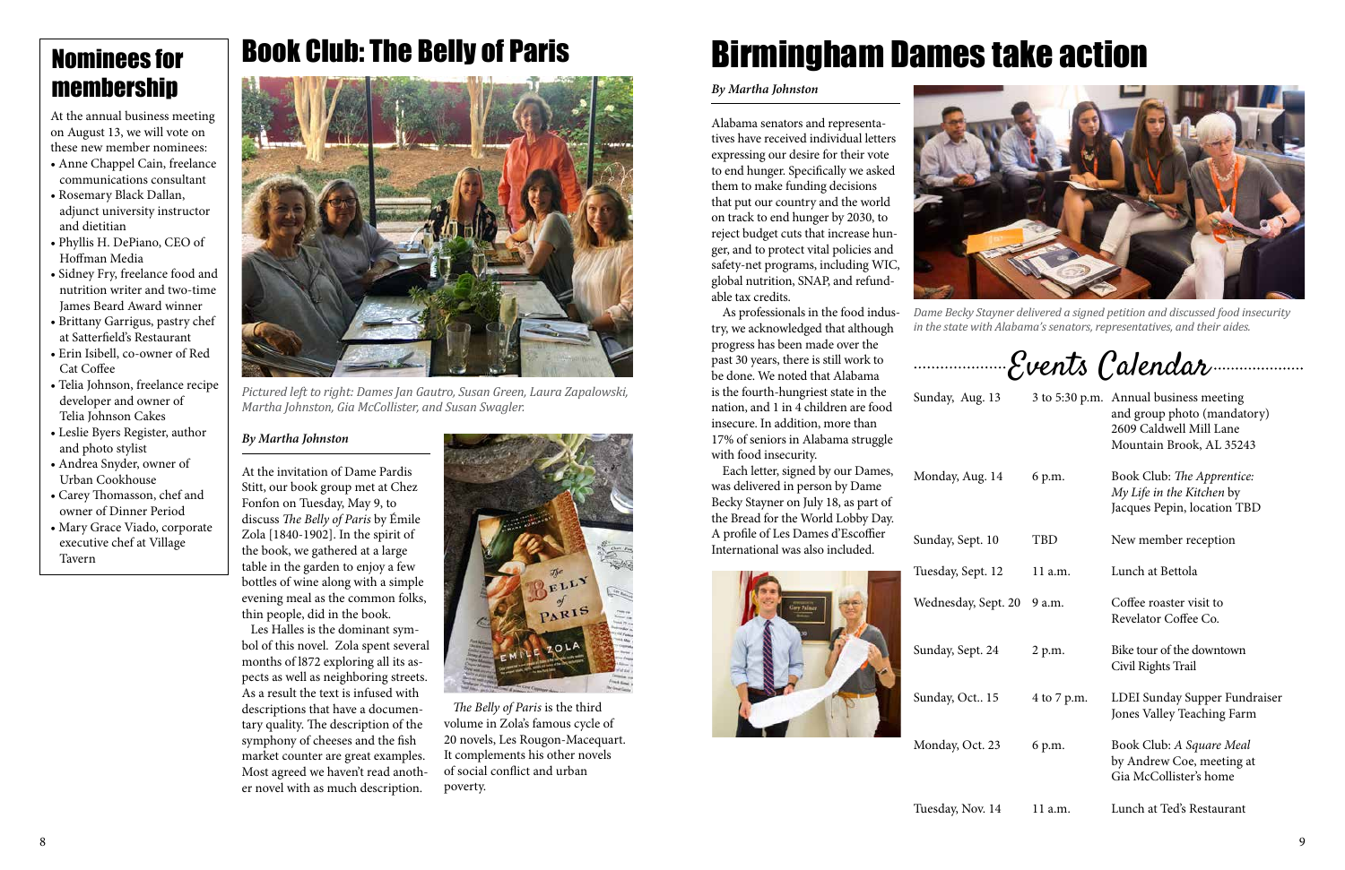## Nominees for membership

At the annual business meeting on August 13, we will vote on these new member nominees:

- Anne Chappel Cain, freelance communications consultant
- Rosemary Black Dallan, adjunct university instructor and dietitian
- Phyllis H. DePiano, CEO of Hoffman Media
- Sidney Fry, freelance food and nutrition writer and two-time James Beard Award winner
- Brittany Garrigus, pastry chef at Satterfield's Restaurant
- Erin Isibell, co-owner of Red Cat Coffee
- Telia Johnson, freelance recipe developer and owner of Telia Johnson Cakes
- Leslie Byers Register, author and photo stylist
- Andrea Snyder, owner of Urban Cookhouse
- Carey Thomasson, chef and owner of Dinner Period
- Mary Grace Viado, corporate executive chef at Village Tavern

## Book Club: The Belly of Paris

*Pictured left to right: Dames Jan Gautro, Susan Green, Laura Zapalowski, Martha Johnston, Gia McCollister, and Susan Swagler.*

***By Martha Johnston***

At the invitation of Dame Pardis Stitt, our book group met at Chez Fonfon on Tuesday, May 9, to discuss *The Belly of Paris* by Émile Zola [1840-1902]. In the spirit of the book, we gathered at a large table in the garden to enjoy a few bottles of wine along with a simple evening meal as the common folks, thin people, did in the book.

Les Halles is the dominant symbol of this novel. Zola spent several months of l872 exploring all its aspects as well as neighboring streets. As a result the text is infused with descriptions that have a documentary quality. The description of the symphony of cheeses and the fish market counter are great examples. Most agreed we haven't read another novel with as much description.

*The Belly of Paris* is the third volume in Zola's famous cycle of 20 novels, Les Rougon-Macequart. It complements his other novels of social conflict and urban poverty.

# Birmingham Dames take action

***By Martha Johnston***

Alabama senators and representatives have received individual letters expressing our desire for their vote to end hunger. Specifically we asked them to make funding decisions that put our country and the world on track to end hunger by 2030, to reject budget cuts that increase hunger, and to protect vital policies and safety-net programs, including WIC, global nutrition, SNAP, and refundable tax credits.

As professionals in the food industry, we acknowledged that although progress has been made over the past 30 years, there is still work to be done. We noted that Alabama is the fourth-hungriest state in the nation, and 1 in 4 children are food insecure. In addition, more than 17% of seniors in Alabama struggle with food insecurity.

Each letter, signed by our Dames, was delivered in person by Dame Becky Stayner on July 18, as part of the Bread for the World Lobby Day. A profile of Les Dames d'Escoffier International was also included.

*Dame Becky Stayner delivered a signed petition and discussed food insecurity in the state with Alabama's senators, representatives, and their aides.*

## Events Calendar

| Date | Time | Event |
|---|---|---|
| Sunday, Aug. 13 | 3 to 5:30 p.m. | Annual business meeting and group photo (mandatory) 2609 Caldwell Mill Lane Mountain Brook, AL 35243 |
| Monday, Aug. 14 | 6 p.m. | Book Club: *The Apprentice: My Life in the Kitchen* by Jacques Pepin, location TBD |
| Sunday, Sept. 10 | TBD | New member reception |
| Tuesday, Sept. 12 | 11 a.m. | Lunch at Bettola |
| Wednesday, Sept. 20 | 9 a.m. | Coffee roaster visit to Revelator Coffee Co. |
| Sunday, Sept. 24 | 2 p.m. | Bike tour of the downtown Civil Rights Trail |
| Sunday, Oct.. 15 | 4 to 7 p.m. | LDEI Sunday Supper Fundraiser Jones Valley Teaching Farm |
| Monday, Oct. 23 | 6 p.m. | Book Club: *A Square Meal* by Andrew Coe, meeting at Gia McCollister's home |
| Tuesday, Nov. 14 | 11 a.m. | Lunch at Ted's Restaurant |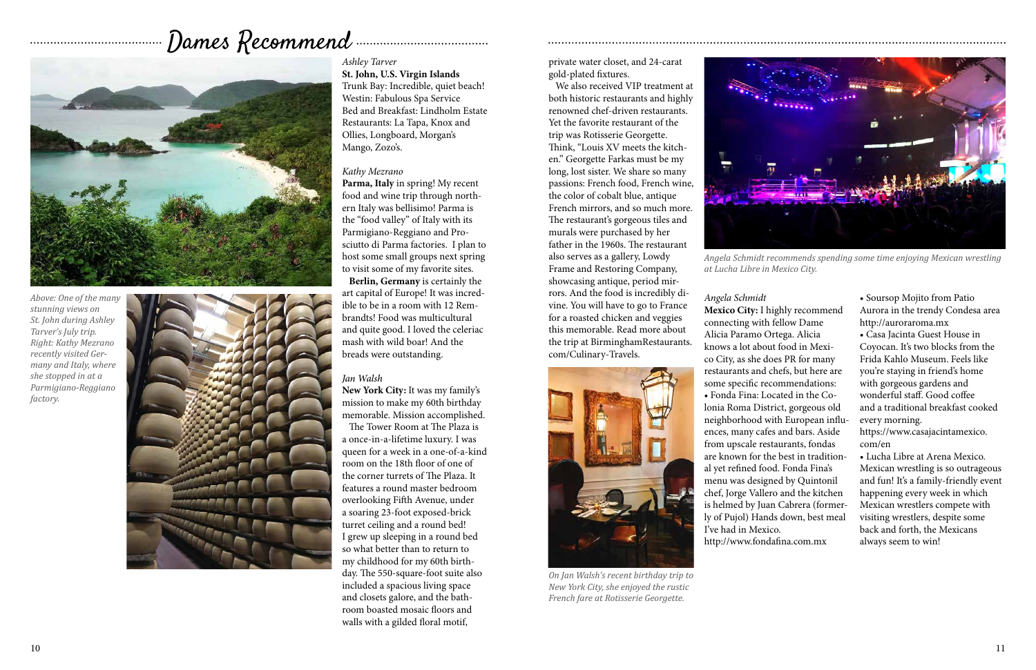# Dames Recommend

*Above: One of the many stunning views on St. John during Ashley Tarver's July trip. Right: Kathy Mezrano recently visited Germany and Italy, where she stopped in at a Parmigiano-Reggiano factory.*

*Ashley Tarver*

**St. John, U.S. Virgin Islands**
Trunk Bay: Incredible, quiet beach!
Westin: Fabulous Spa Service
Bed and Breakfast: Lindholm Estate
Restaurants: La Tapa, Knox and Ollies, Longboard, Morgan's Mango, Zozo's.

*Kathy Mezrano*

**Parma, Italy** in spring! My recent food and wine trip through northern Italy was bellisimo! Parma is the "food valley" of Italy with its Parmigiano-Reggiano and Prosciutto di Parma factories. I plan to host some small groups next spring to visit some of my favorite sites.

**Berlin, Germany** is certainly the art capital of Europe! It was incredible to be in a room with 12 Rembrandts! Food was multicultural and quite good. I loved the celeriac mash with wild boar! And the breads were outstanding.

*Jan Walsh*

**New York City:** It was my family's mission to make my 60th birthday memorable. Mission accomplished.

The Tower Room at The Plaza is a once-in-a-lifetime luxury. I was queen for a week in a one-of-a-kind room on the 18th floor of one of the corner turrets of The Plaza. It features a round master bedroom overlooking Fifth Avenue, under a soaring 23-foot exposed-brick turret ceiling and a round bed! I grew up sleeping in a round bed so what better than to return to my childhood for my 60th birthday. The 550-square-foot suite also included a spacious living space and closets galore, and the bathroom boasted mosaic floors and walls with a gilded floral motif, private water closet, and 24-carat gold-plated fixtures.

We also received VIP treatment at both historic restaurants and highly renowned chef-driven restaurants. Yet the favorite restaurant of the trip was Rotisserie Georgette. Think, "Louis XV meets the kitchen." Georgette Farkas must be my long, lost sister. We share so many passions: French food, French wine, the color of cobalt blue, antique French mirrors, and so much more. The restaurant's gorgeous tiles and murals were purchased by her father in the 1960s. The restaurant also serves as a gallery, Lowdy Frame and Restoring Company, showcasing antique, period mirrors. And the food is incredibly divine. You will have to go to France for a roasted chicken and veggies this memorable. Read more about the trip at BirminghamRestaurants.com/Culinary-Travels.

*On Jan Walsh's recent birthday trip to New York City, she enjoyed the rustic French fare at Rotisserie Georgette.*

*Angela Schmidt recommends spending some time enjoying Mexican wrestling at Lucha Libre in Mexico City.*

*Angela Schmidt*

**Mexico City:** I highly recommend connecting with fellow Dame Alicia Paramo Ortega. Alicia knows a lot about food in Mexico City, as she does PR for many restaurants and chefs, but here are some specific recommendations:

- Fonda Fina: Located in the Colonia Roma District, gorgeous old neighborhood with European influences, many cafes and bars. Aside from upscale restaurants, fondas are known for the best in traditional yet refined food. Fonda Fina's menu was designed by Quintonil chef, Jorge Vallero and the kitchen is helmed by Juan Cabrera (formerly of Pujol) Hands down, best meal I've had in Mexico. http://www.fondafina.com.mx
- Soursop Mojito from Patio Aurora in the trendy Condesa area http://auroraroma.mx
- Casa Jacinta Guest House in Coyocan. It's two blocks from the Frida Kahlo Museum. Feels like you're staying in friend's home with gorgeous gardens and wonderful staff. Good coffee and a traditional breakfast cooked every morning. https://www.casajacintamexico.com/en
- Lucha Libre at Arena Mexico. Mexican wrestling is so outrageous and fun! It's a family-friendly event happening every week in which Mexican wrestlers compete with visiting wrestlers, despite some back and forth, the Mexicans always seem to win!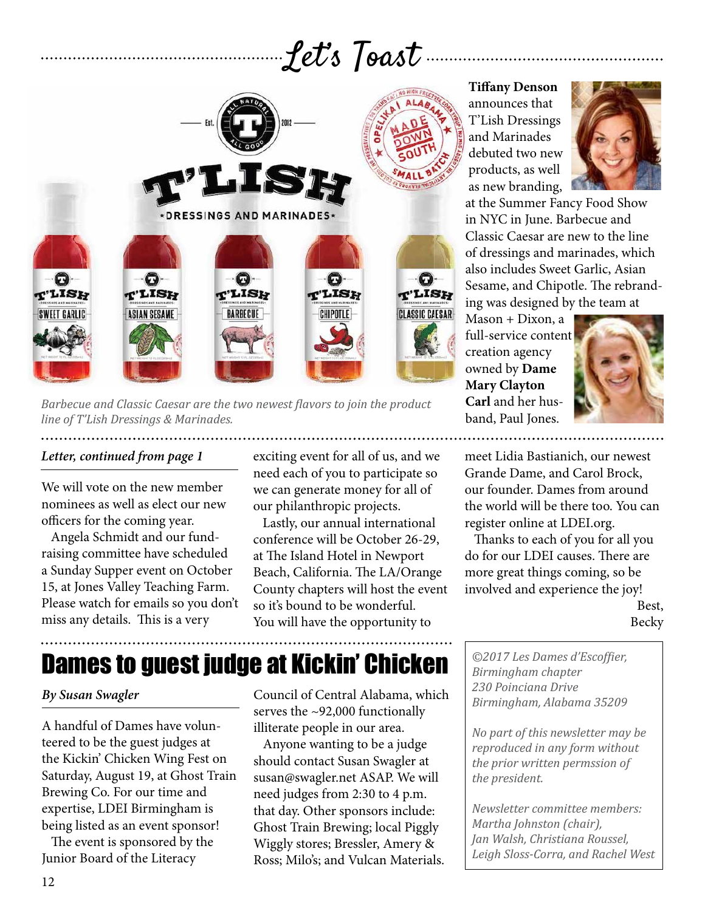# Let's Toast

**Tiffany Denson** announces that T'Lish Dressings and Marinades debuted two new products, as well as new branding, at the Summer Fancy Food Show in NYC in June. Barbecue and Classic Caesar are new to the line of dressings and marinades, which also includes Sweet Garlic, Asian Sesame, and Chipotle. The rebranding was designed by the team at Mason + Dixon, a full-service content creation agency owned by **Dame Mary Clayton Carl** and her husband, Paul Jones.

*Barbecue and Classic Caesar are the two newest flavors to join the product line of T'Lish Dressings & Marinades.*

***Letter, continued from page 1***

We will vote on the new member nominees as well as elect our new officers for the coming year.

Angela Schmidt and our fundraising committee have scheduled a Sunday Supper event on October 15, at Jones Valley Teaching Farm. Please watch for emails so you don't miss any details. This is a very exciting event for all of us, and we need each of you to participate so we can generate money for all of our philanthropic projects.

Lastly, our annual international conference will be October 26-29, at The Island Hotel in Newport Beach, California. The LA/Orange County chapters will host the event so it's bound to be wonderful. You will have the opportunity to meet Lidia Bastianich, our newest Grande Dame, and Carol Brock, our founder. Dames from around the world will be there too. You can register online at LDEI.org.

Thanks to each of you for all you do for our LDEI causes. There are more great things coming, so be involved and experience the joy!

Best,
Becky

## Dames to guest judge at Kickin' Chicken

***By Susan Swagler***

A handful of Dames have volunteered to be the guest judges at the Kickin' Chicken Wing Fest on Saturday, August 19, at Ghost Train Brewing Co. For our time and expertise, LDEI Birmingham is being listed as an event sponsor!

The event is sponsored by the Junior Board of the Literacy Council of Central Alabama, which serves the ~92,000 functionally illiterate people in our area.

Anyone wanting to be a judge should contact Susan Swagler at susan@swagler.net ASAP. We will need judges from 2:30 to 4 p.m. that day. Other sponsors include: Ghost Train Brewing; local Piggly Wiggly stores; Bressler, Amery & Ross; Milo's; and Vulcan Materials.

*©2017 Les Dames d'Escoffier, Birmingham chapter*
*230 Poinciana Drive*
*Birmingham, Alabama 35209*

*No part of this newsletter may be reproduced in any form without the prior written permssion of the president.*

*Newsletter committee members: Martha Johnston (chair), Jan Walsh, Christiana Roussel, Leigh Sloss-Corra, and Rachel West*